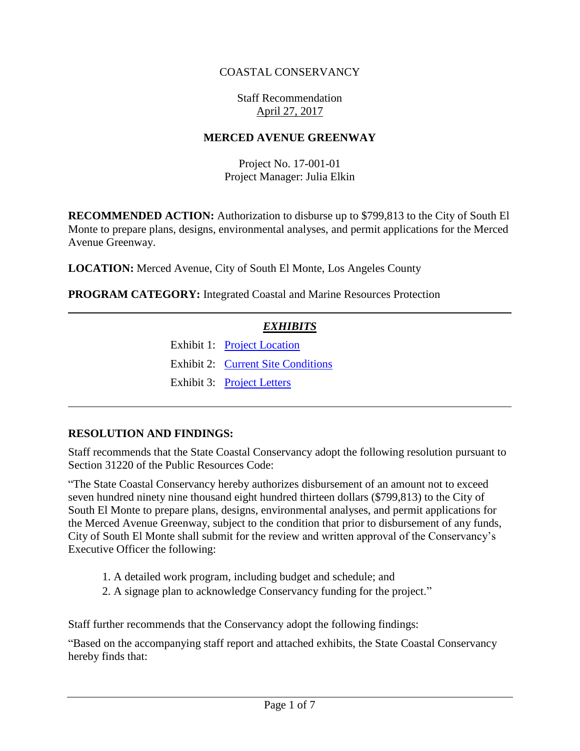COASTAL CONSERVANCY

Staff Recommendation
April 27, 2017

**MERCED AVENUE GREENWAY**

Project No. 17-001-01
Project Manager: Julia Elkin

**RECOMMENDED ACTION:** Authorization to disburse up to $799,813 to the City of South El Monte to prepare plans, designs, environmental analyses, and permit applications for the Merced Avenue Greenway.

**LOCATION:** Merced Avenue, City of South El Monte, Los Angeles County

**PROGRAM CATEGORY:** Integrated Coastal and Marine Resources Protection

---

***EXHIBITS***

Exhibit 1: Project Location

Exhibit 2: Current Site Conditions

Exhibit 3: Project Letters

---

**RESOLUTION AND FINDINGS:**

Staff recommends that the State Coastal Conservancy adopt the following resolution pursuant to Section 31220 of the Public Resources Code:

"The State Coastal Conservancy hereby authorizes disbursement of an amount not to exceed seven hundred ninety nine thousand eight hundred thirteen dollars ($799,813) to the City of South El Monte to prepare plans, designs, environmental analyses, and permit applications for the Merced Avenue Greenway, subject to the condition that prior to disbursement of any funds, City of South El Monte shall submit for the review and written approval of the Conservancy's Executive Officer the following:

1. A detailed work program, including budget and schedule; and
2. A signage plan to acknowledge Conservancy funding for the project."

Staff further recommends that the Conservancy adopt the following findings:

"Based on the accompanying staff report and attached exhibits, the State Coastal Conservancy hereby finds that: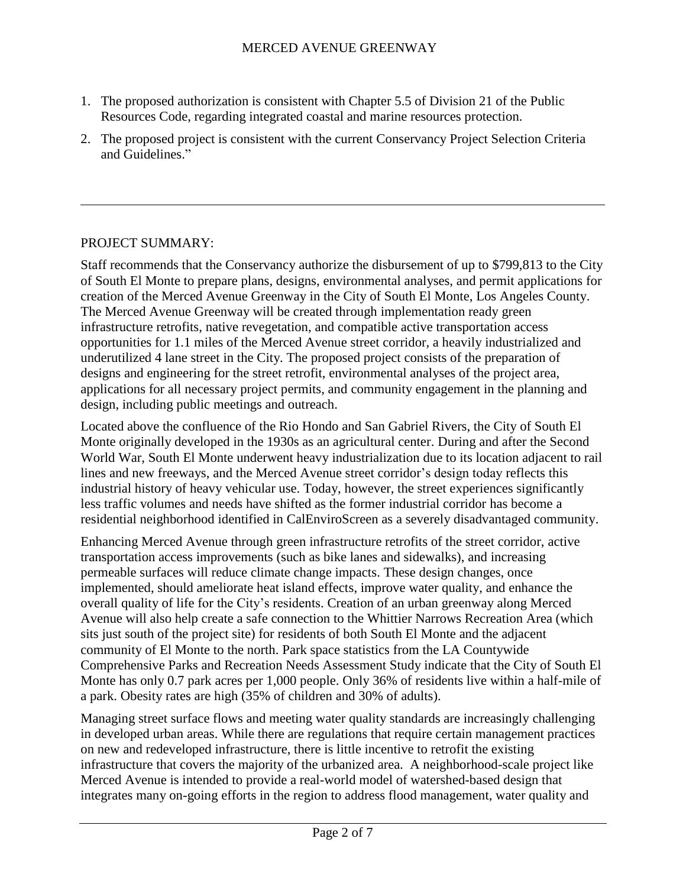1. The proposed authorization is consistent with Chapter 5.5 of Division 21 of the Public Resources Code, regarding integrated coastal and marine resources protection.
2. The proposed project is consistent with the current Conservancy Project Selection Criteria and Guidelines."

---

## PROJECT SUMMARY:

Staff recommends that the Conservancy authorize the disbursement of up to $799,813 to the City of South El Monte to prepare plans, designs, environmental analyses, and permit applications for creation of the Merced Avenue Greenway in the City of South El Monte, Los Angeles County. The Merced Avenue Greenway will be created through implementation ready green infrastructure retrofits, native revegetation, and compatible active transportation access opportunities for 1.1 miles of the Merced Avenue street corridor, a heavily industrialized and underutilized 4 lane street in the City. The proposed project consists of the preparation of designs and engineering for the street retrofit, environmental analyses of the project area, applications for all necessary project permits, and community engagement in the planning and design, including public meetings and outreach.

Located above the confluence of the Rio Hondo and San Gabriel Rivers, the City of South El Monte originally developed in the 1930s as an agricultural center. During and after the Second World War, South El Monte underwent heavy industrialization due to its location adjacent to rail lines and new freeways, and the Merced Avenue street corridor's design today reflects this industrial history of heavy vehicular use. Today, however, the street experiences significantly less traffic volumes and needs have shifted as the former industrial corridor has become a residential neighborhood identified in CalEnviroScreen as a severely disadvantaged community.

Enhancing Merced Avenue through green infrastructure retrofits of the street corridor, active transportation access improvements (such as bike lanes and sidewalks), and increasing permeable surfaces will reduce climate change impacts. These design changes, once implemented, should ameliorate heat island effects, improve water quality, and enhance the overall quality of life for the City's residents. Creation of an urban greenway along Merced Avenue will also help create a safe connection to the Whittier Narrows Recreation Area (which sits just south of the project site) for residents of both South El Monte and the adjacent community of El Monte to the north. Park space statistics from the LA Countywide Comprehensive Parks and Recreation Needs Assessment Study indicate that the City of South El Monte has only 0.7 park acres per 1,000 people. Only 36% of residents live within a half-mile of a park. Obesity rates are high (35% of children and 30% of adults).

Managing street surface flows and meeting water quality standards are increasingly challenging in developed urban areas. While there are regulations that require certain management practices on new and redeveloped infrastructure, there is little incentive to retrofit the existing infrastructure that covers the majority of the urbanized area. A neighborhood-scale project like Merced Avenue is intended to provide a real-world model of watershed-based design that integrates many on-going efforts in the region to address flood management, water quality and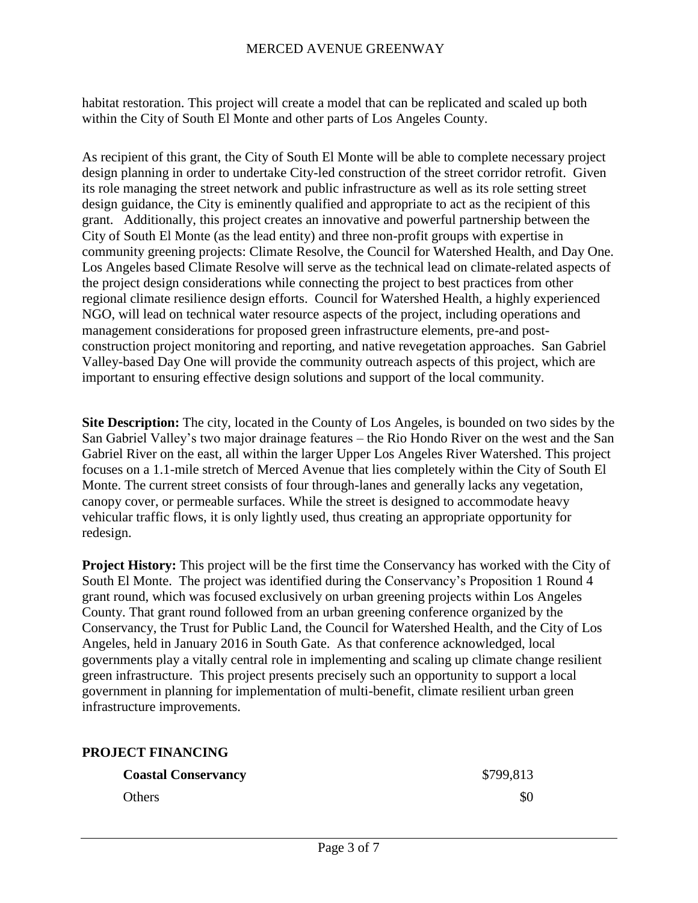habitat restoration. This project will create a model that can be replicated and scaled up both within the City of South El Monte and other parts of Los Angeles County.

As recipient of this grant, the City of South El Monte will be able to complete necessary project design planning in order to undertake City-led construction of the street corridor retrofit. Given its role managing the street network and public infrastructure as well as its role setting street design guidance, the City is eminently qualified and appropriate to act as the recipient of this grant. Additionally, this project creates an innovative and powerful partnership between the City of South El Monte (as the lead entity) and three non-profit groups with expertise in community greening projects: Climate Resolve, the Council for Watershed Health, and Day One. Los Angeles based Climate Resolve will serve as the technical lead on climate-related aspects of the project design considerations while connecting the project to best practices from other regional climate resilience design efforts. Council for Watershed Health, a highly experienced NGO, will lead on technical water resource aspects of the project, including operations and management considerations for proposed green infrastructure elements, pre-and post-construction project monitoring and reporting, and native revegetation approaches. San Gabriel Valley-based Day One will provide the community outreach aspects of this project, which are important to ensuring effective design solutions and support of the local community.

**Site Description:** The city, located in the County of Los Angeles, is bounded on two sides by the San Gabriel Valley's two major drainage features – the Rio Hondo River on the west and the San Gabriel River on the east, all within the larger Upper Los Angeles River Watershed. This project focuses on a 1.1-mile stretch of Merced Avenue that lies completely within the City of South El Monte. The current street consists of four through-lanes and generally lacks any vegetation, canopy cover, or permeable surfaces. While the street is designed to accommodate heavy vehicular traffic flows, it is only lightly used, thus creating an appropriate opportunity for redesign.

**Project History:** This project will be the first time the Conservancy has worked with the City of South El Monte. The project was identified during the Conservancy's Proposition 1 Round 4 grant round, which was focused exclusively on urban greening projects within Los Angeles County. That grant round followed from an urban greening conference organized by the Conservancy, the Trust for Public Land, the Council for Watershed Health, and the City of Los Angeles, held in January 2016 in South Gate. As that conference acknowledged, local governments play a vitally central role in implementing and scaling up climate change resilient green infrastructure. This project presents precisely such an opportunity to support a local government in planning for implementation of multi-benefit, climate resilient urban green infrastructure improvements.

## PROJECT FINANCING

| | |
|---|---|
| **Coastal Conservancy** | $799,813 |
| Others | $0 |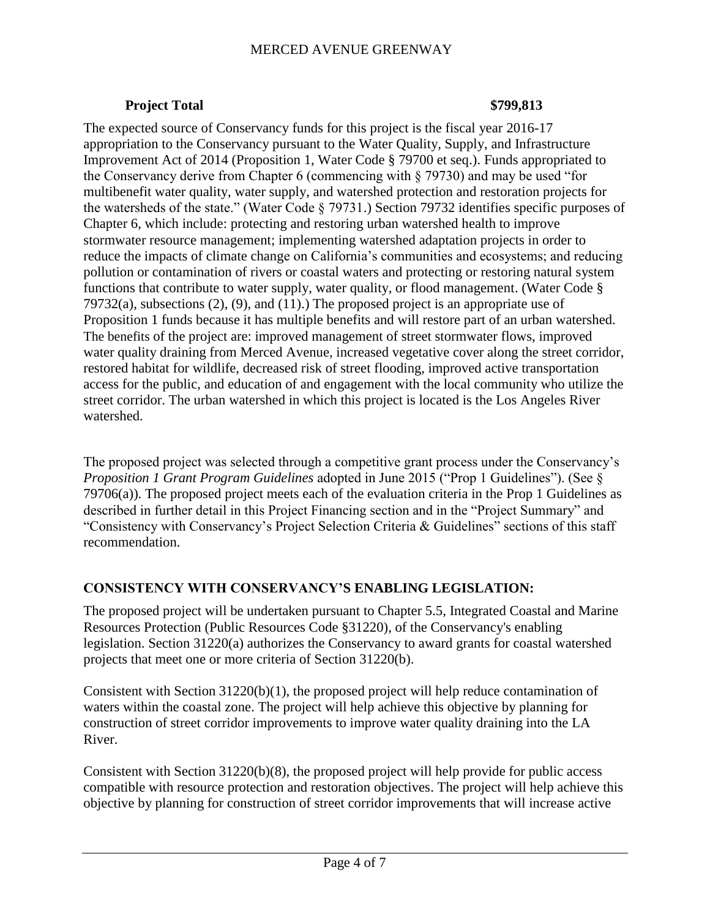**Project Total** **$799,813**

The expected source of Conservancy funds for this project is the fiscal year 2016-17 appropriation to the Conservancy pursuant to the Water Quality, Supply, and Infrastructure Improvement Act of 2014 (Proposition 1, Water Code § 79700 et seq.). Funds appropriated to the Conservancy derive from Chapter 6 (commencing with § 79730) and may be used "for multibenefit water quality, water supply, and watershed protection and restoration projects for the watersheds of the state." (Water Code § 79731.) Section 79732 identifies specific purposes of Chapter 6, which include: protecting and restoring urban watershed health to improve stormwater resource management; implementing watershed adaptation projects in order to reduce the impacts of climate change on California's communities and ecosystems; and reducing pollution or contamination of rivers or coastal waters and protecting or restoring natural system functions that contribute to water supply, water quality, or flood management. (Water Code § 79732(a), subsections (2), (9), and (11).) The proposed project is an appropriate use of Proposition 1 funds because it has multiple benefits and will restore part of an urban watershed. The benefits of the project are: improved management of street stormwater flows, improved water quality draining from Merced Avenue, increased vegetative cover along the street corridor, restored habitat for wildlife, decreased risk of street flooding, improved active transportation access for the public, and education of and engagement with the local community who utilize the street corridor. The urban watershed in which this project is located is the Los Angeles River watershed.

The proposed project was selected through a competitive grant process under the Conservancy's *Proposition 1 Grant Program Guidelines* adopted in June 2015 ("Prop 1 Guidelines"). (See § 79706(a)). The proposed project meets each of the evaluation criteria in the Prop 1 Guidelines as described in further detail in this Project Financing section and in the "Project Summary" and "Consistency with Conservancy's Project Selection Criteria & Guidelines" sections of this staff recommendation.

## CONSISTENCY WITH CONSERVANCY'S ENABLING LEGISLATION:

The proposed project will be undertaken pursuant to Chapter 5.5, Integrated Coastal and Marine Resources Protection (Public Resources Code §31220), of the Conservancy's enabling legislation. Section 31220(a) authorizes the Conservancy to award grants for coastal watershed projects that meet one or more criteria of Section 31220(b).

Consistent with Section 31220(b)(1), the proposed project will help reduce contamination of waters within the coastal zone. The project will help achieve this objective by planning for construction of street corridor improvements to improve water quality draining into the LA River.

Consistent with Section 31220(b)(8), the proposed project will help provide for public access compatible with resource protection and restoration objectives. The project will help achieve this objective by planning for construction of street corridor improvements that will increase active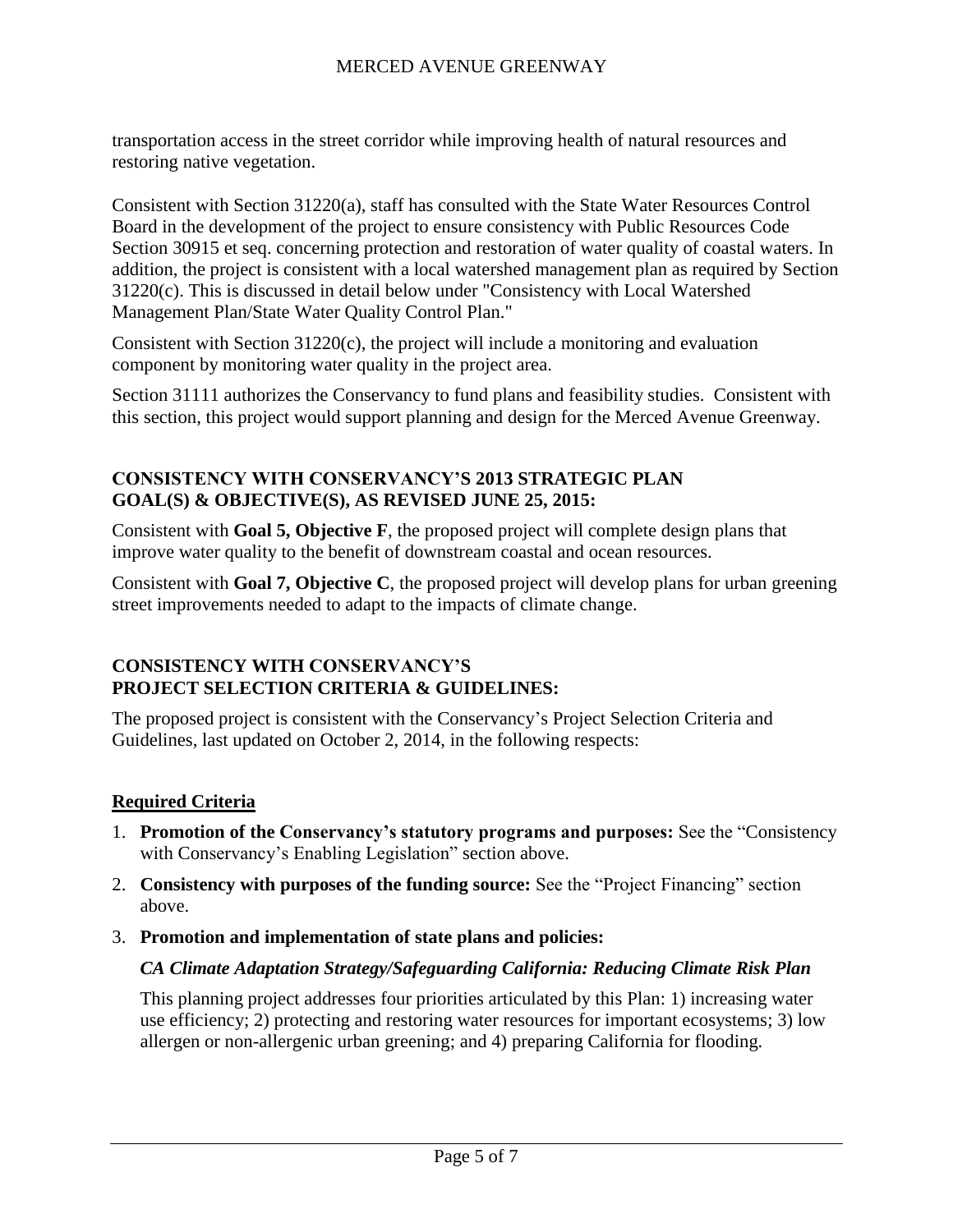transportation access in the street corridor while improving health of natural resources and restoring native vegetation.

Consistent with Section 31220(a), staff has consulted with the State Water Resources Control Board in the development of the project to ensure consistency with Public Resources Code Section 30915 et seq. concerning protection and restoration of water quality of coastal waters. In addition, the project is consistent with a local watershed management plan as required by Section 31220(c). This is discussed in detail below under "Consistency with Local Watershed Management Plan/State Water Quality Control Plan."

Consistent with Section 31220(c), the project will include a monitoring and evaluation component by monitoring water quality in the project area.

Section 31111 authorizes the Conservancy to fund plans and feasibility studies. Consistent with this section, this project would support planning and design for the Merced Avenue Greenway.

## CONSISTENCY WITH CONSERVANCY'S 2013 STRATEGIC PLAN GOAL(S) & OBJECTIVE(S), AS REVISED JUNE 25, 2015:

Consistent with **Goal 5, Objective F**, the proposed project will complete design plans that improve water quality to the benefit of downstream coastal and ocean resources.

Consistent with **Goal 7, Objective C**, the proposed project will develop plans for urban greening street improvements needed to adapt to the impacts of climate change.

## CONSISTENCY WITH CONSERVANCY'S PROJECT SELECTION CRITERIA & GUIDELINES:

The proposed project is consistent with the Conservancy's Project Selection Criteria and Guidelines, last updated on October 2, 2014, in the following respects:

### Required Criteria

1. **Promotion of the Conservancy's statutory programs and purposes:** See the "Consistency with Conservancy's Enabling Legislation" section above.
2. **Consistency with purposes of the funding source:** See the "Project Financing" section above.
3. **Promotion and implementation of state plans and policies:**

   ***CA Climate Adaptation Strategy/Safeguarding California: Reducing Climate Risk Plan***

   This planning project addresses four priorities articulated by this Plan: 1) increasing water use efficiency; 2) protecting and restoring water resources for important ecosystems; 3) low allergen or non-allergenic urban greening; and 4) preparing California for flooding.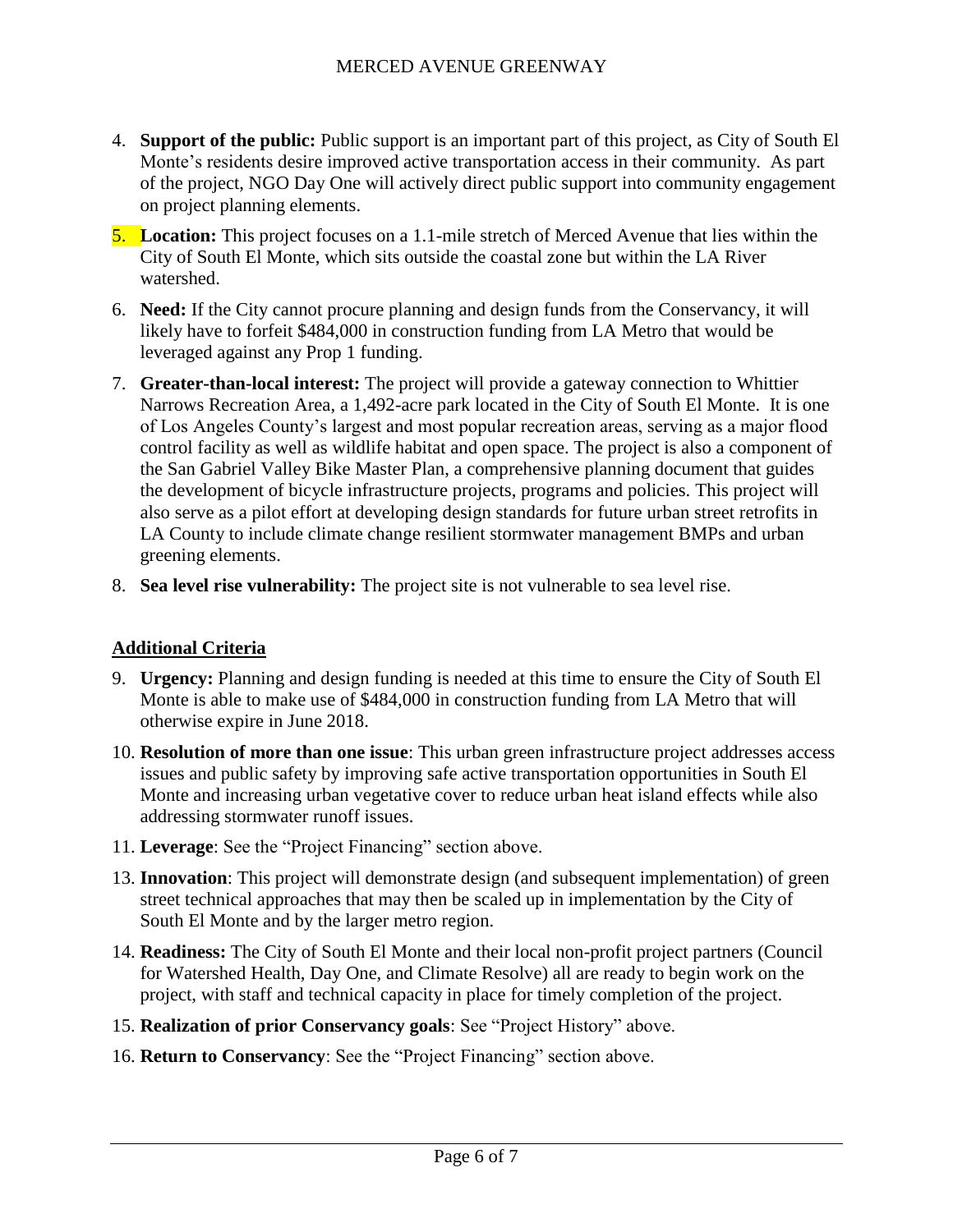4. **Support of the public:** Public support is an important part of this project, as City of South El Monte's residents desire improved active transportation access in their community. As part of the project, NGO Day One will actively direct public support into community engagement on project planning elements.
5. **Location:** This project focuses on a 1.1-mile stretch of Merced Avenue that lies within the City of South El Monte, which sits outside the coastal zone but within the LA River watershed.
6. **Need:** If the City cannot procure planning and design funds from the Conservancy, it will likely have to forfeit $484,000 in construction funding from LA Metro that would be leveraged against any Prop 1 funding.
7. **Greater-than-local interest:** The project will provide a gateway connection to Whittier Narrows Recreation Area, a 1,492-acre park located in the City of South El Monte. It is one of Los Angeles County's largest and most popular recreation areas, serving as a major flood control facility as well as wildlife habitat and open space. The project is also a component of the San Gabriel Valley Bike Master Plan, a comprehensive planning document that guides the development of bicycle infrastructure projects, programs and policies. This project will also serve as a pilot effort at developing design standards for future urban street retrofits in LA County to include climate change resilient stormwater management BMPs and urban greening elements.
8. **Sea level rise vulnerability:** The project site is not vulnerable to sea level rise.

## Additional Criteria

9. **Urgency:** Planning and design funding is needed at this time to ensure the City of South El Monte is able to make use of $484,000 in construction funding from LA Metro that will otherwise expire in June 2018.
10. **Resolution of more than one issue**: This urban green infrastructure project addresses access issues and public safety by improving safe active transportation opportunities in South El Monte and increasing urban vegetative cover to reduce urban heat island effects while also addressing stormwater runoff issues.
11. **Leverage**: See the "Project Financing" section above.

13. **Innovation**: This project will demonstrate design (and subsequent implementation) of green street technical approaches that may then be scaled up in implementation by the City of South El Monte and by the larger metro region.
14. **Readiness:** The City of South El Monte and their local non-profit project partners (Council for Watershed Health, Day One, and Climate Resolve) all are ready to begin work on the project, with staff and technical capacity in place for timely completion of the project.
15. **Realization of prior Conservancy goals**: See "Project History" above.
16. **Return to Conservancy**: See the "Project Financing" section above.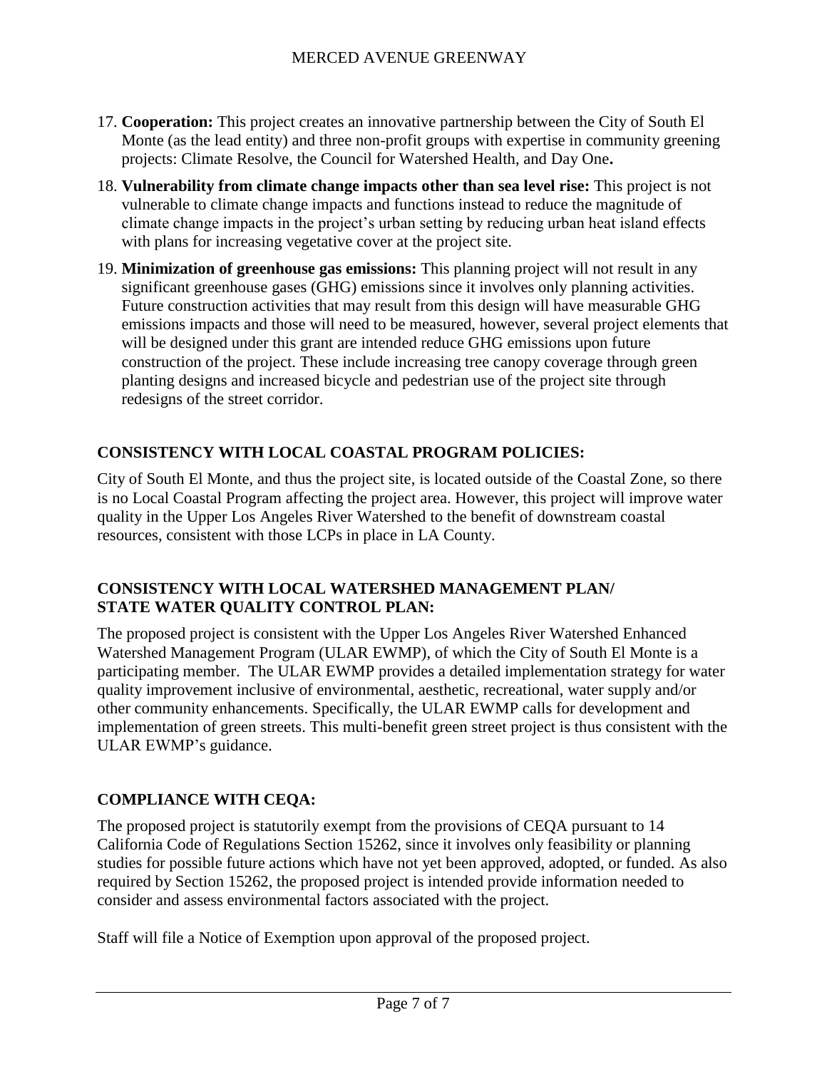17. **Cooperation:** This project creates an innovative partnership between the City of South El Monte (as the lead entity) and three non-profit groups with expertise in community greening projects: Climate Resolve, the Council for Watershed Health, and Day One**.**
18. **Vulnerability from climate change impacts other than sea level rise:** This project is not vulnerable to climate change impacts and functions instead to reduce the magnitude of climate change impacts in the project's urban setting by reducing urban heat island effects with plans for increasing vegetative cover at the project site.
19. **Minimization of greenhouse gas emissions:** This planning project will not result in any significant greenhouse gases (GHG) emissions since it involves only planning activities. Future construction activities that may result from this design will have measurable GHG emissions impacts and those will need to be measured, however, several project elements that will be designed under this grant are intended reduce GHG emissions upon future construction of the project. These include increasing tree canopy coverage through green planting designs and increased bicycle and pedestrian use of the project site through redesigns of the street corridor.

## CONSISTENCY WITH LOCAL COASTAL PROGRAM POLICIES:

City of South El Monte, and thus the project site, is located outside of the Coastal Zone, so there is no Local Coastal Program affecting the project area. However, this project will improve water quality in the Upper Los Angeles River Watershed to the benefit of downstream coastal resources, consistent with those LCPs in place in LA County.

## CONSISTENCY WITH LOCAL WATERSHED MANAGEMENT PLAN/ STATE WATER QUALITY CONTROL PLAN:

The proposed project is consistent with the Upper Los Angeles River Watershed Enhanced Watershed Management Program (ULAR EWMP), of which the City of South El Monte is a participating member. The ULAR EWMP provides a detailed implementation strategy for water quality improvement inclusive of environmental, aesthetic, recreational, water supply and/or other community enhancements. Specifically, the ULAR EWMP calls for development and implementation of green streets. This multi-benefit green street project is thus consistent with the ULAR EWMP's guidance.

## COMPLIANCE WITH CEQA:

The proposed project is statutorily exempt from the provisions of CEQA pursuant to 14 California Code of Regulations Section 15262, since it involves only feasibility or planning studies for possible future actions which have not yet been approved, adopted, or funded. As also required by Section 15262, the proposed project is intended provide information needed to consider and assess environmental factors associated with the project.

Staff will file a Notice of Exemption upon approval of the proposed project.